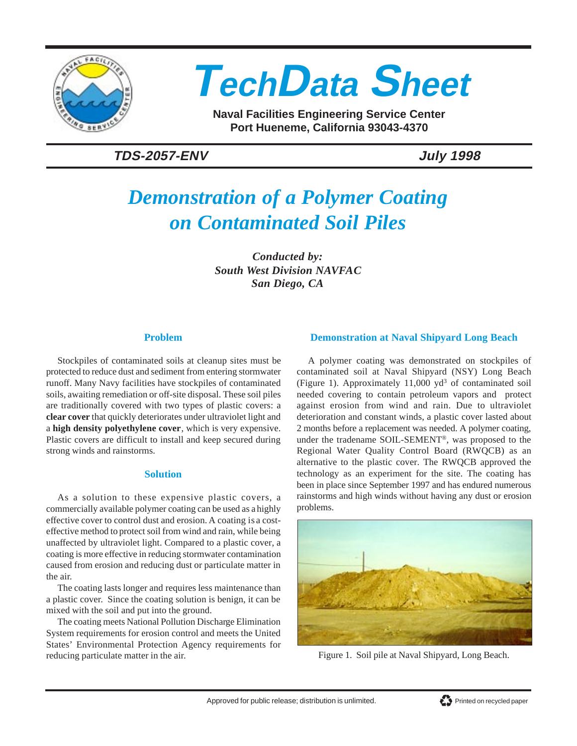# TechData Sheet

**Naval Facilities Engineering Service Center**
**Port Hueneme, California 93043-4370**

***TDS-2057-ENV*** ***July 1998***

# *Demonstration of a Polymer Coating on Contaminated Soil Piles*

***Conducted by:***
***South West Division NAVFAC***
***San Diego, CA***

## Problem

Stockpiles of contaminated soils at cleanup sites must be protected to reduce dust and sediment from entering stormwater runoff. Many Navy facilities have stockpiles of contaminated soils, awaiting remediation or off-site disposal. These soil piles are traditionally covered with two types of plastic covers: a **clear cover** that quickly deteriorates under ultraviolet light and a **high density polyethylene cover**, which is very expensive. Plastic covers are difficult to install and keep secured during strong winds and rainstorms.

## Solution

As a solution to these expensive plastic covers, a commercially available polymer coating can be used as a highly effective cover to control dust and erosion. A coating is a cost-effective method to protect soil from wind and rain, while being unaffected by ultraviolet light. Compared to a plastic cover, a coating is more effective in reducing stormwater contamination caused from erosion and reducing dust or particulate matter in the air.

The coating lasts longer and requires less maintenance than a plastic cover. Since the coating solution is benign, it can be mixed with the soil and put into the ground.

The coating meets National Pollution Discharge Elimination System requirements for erosion control and meets the United States' Environmental Protection Agency requirements for reducing particulate matter in the air.

## Demonstration at Naval Shipyard Long Beach

A polymer coating was demonstrated on stockpiles of contaminated soil at Naval Shipyard (NSY) Long Beach (Figure 1). Approximately 11,000 $yd^3$ of contaminated soil needed covering to contain petroleum vapors and protect against erosion from wind and rain. Due to ultraviolet deterioration and constant winds, a plastic cover lasted about 2 months before a replacement was needed. A polymer coating, under the tradename SOIL-SEMENT®, was proposed to the Regional Water Quality Control Board (RWQCB) as an alternative to the plastic cover. The RWQCB approved the technology as an experiment for the site. The coating has been in place since September 1997 and has endured numerous rainstorms and high winds without having any dust or erosion problems.

Figure 1. Soil pile at Naval Shipyard, Long Beach.

Approved for public release; distribution is unlimited.

Printed on recycled paper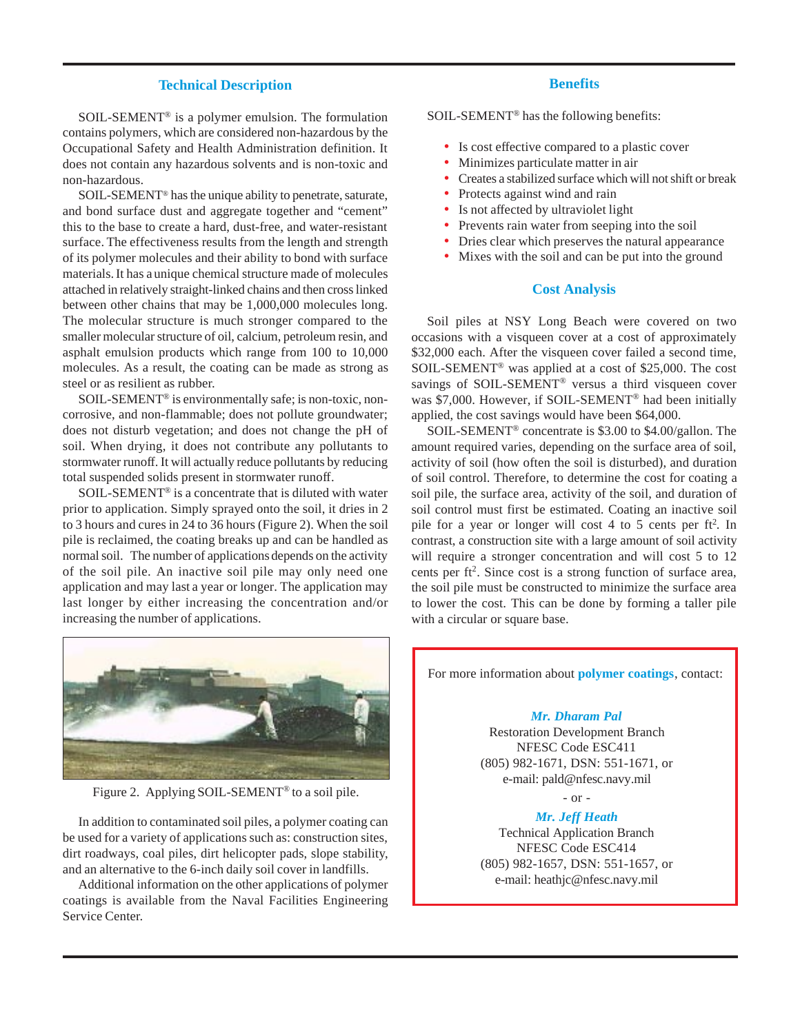## Technical Description

SOIL-SEMENT® is a polymer emulsion. The formulation contains polymers, which are considered non-hazardous by the Occupational Safety and Health Administration definition. It does not contain any hazardous solvents and is non-toxic and non-hazardous.

SOIL-SEMENT® has the unique ability to penetrate, saturate, and bond surface dust and aggregate together and "cement" this to the base to create a hard, dust-free, and water-resistant surface. The effectiveness results from the length and strength of its polymer molecules and their ability to bond with surface materials. It has a unique chemical structure made of molecules attached in relatively straight-linked chains and then cross linked between other chains that may be 1,000,000 molecules long. The molecular structure is much stronger compared to the smaller molecular structure of oil, calcium, petroleum resin, and asphalt emulsion products which range from 100 to 10,000 molecules. As a result, the coating can be made as strong as steel or as resilient as rubber.

SOIL-SEMENT® is environmentally safe; is non-toxic, non-corrosive, and non-flammable; does not pollute groundwater; does not disturb vegetation; and does not change the pH of soil. When drying, it does not contribute any pollutants to stormwater runoff. It will actually reduce pollutants by reducing total suspended solids present in stormwater runoff.

SOIL-SEMENT® is a concentrate that is diluted with water prior to application. Simply sprayed onto the soil, it dries in 2 to 3 hours and cures in 24 to 36 hours (Figure 2). When the soil pile is reclaimed, the coating breaks up and can be handled as normal soil. The number of applications depends on the activity of the soil pile. An inactive soil pile may only need one application and may last a year or longer. The application may last longer by either increasing the concentration and/or increasing the number of applications.

Figure 2. Applying SOIL-SEMENT® to a soil pile.

In addition to contaminated soil piles, a polymer coating can be used for a variety of applications such as: construction sites, dirt roadways, coal piles, dirt helicopter pads, slope stability, and an alternative to the 6-inch daily soil cover in landfills.

Additional information on the other applications of polymer coatings is available from the Naval Facilities Engineering Service Center.

## Benefits

SOIL-SEMENT® has the following benefits:

- Is cost effective compared to a plastic cover
- Minimizes particulate matter in air
- Creates a stabilized surface which will not shift or break
- Protects against wind and rain
- Is not affected by ultraviolet light
- Prevents rain water from seeping into the soil
- Dries clear which preserves the natural appearance
- Mixes with the soil and can be put into the ground

## Cost Analysis

Soil piles at NSY Long Beach were covered on two occasions with a visqueen cover at a cost of approximately $32,000 each. After the visqueen cover failed a second time, SOIL-SEMENT® was applied at a cost of $25,000. The cost savings of SOIL-SEMENT® versus a third visqueen cover was $7,000. However, if SOIL-SEMENT® had been initially applied, the cost savings would have been $64,000.

SOIL-SEMENT® concentrate is $3.00 to $4.00/gallon. The amount required varies, depending on the surface area of soil, activity of soil (how often the soil is disturbed), and duration of soil control. Therefore, to determine the cost for coating a soil pile, the surface area, activity of the soil, and duration of soil control must first be estimated. Coating an inactive soil pile for a year or longer will cost 4 to 5 cents per $ft^2$. In contrast, a construction site with a large amount of soil activity will require a stronger concentration and will cost 5 to 12 cents per $ft^2$. Since cost is a strong function of surface area, the soil pile must be constructed to minimize the surface area to lower the cost. This can be done by forming a taller pile with a circular or square base.

For more information about **polymer coatings**, contact:

***Mr. Dharam Pal***
Restoration Development Branch
NFESC Code ESC411
(805) 982-1671, DSN: 551-1671, or
e-mail: pald@nfesc.navy.mil

\- or -

***Mr. Jeff Heath***
Technical Application Branch
NFESC Code ESC414
(805) 982-1657, DSN: 551-1657, or
e-mail: heathjc@nfesc.navy.mil